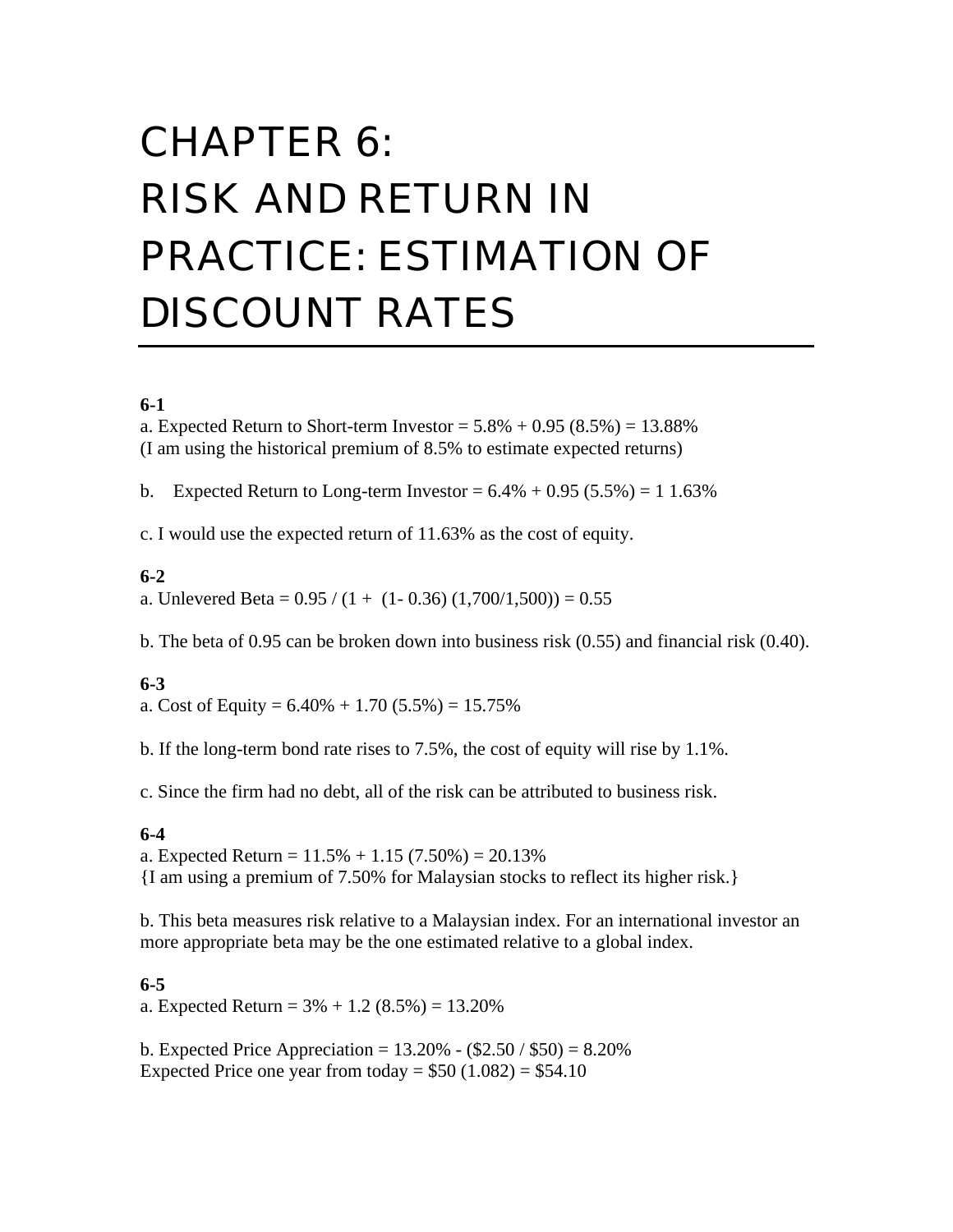# CHAPTER 6: RISK AND RETURN IN PRACTICE: ESTIMATION OF DISCOUNT RATES

**6-1**

a. Expected Return to Short-term Investor = 5.8% + 0.95 (8.5%) = 13.88%
(I am using the historical premium of 8.5% to estimate expected returns)

b. Expected Return to Long-term Investor = 6.4% + 0.95 (5.5%) = 1 1.63%

c. I would use the expected return of 11.63% as the cost of equity.

**6-2**

a. Unlevered Beta = 0.95 / (1 + (1- 0.36) (1,700/1,500)) = 0.55

b. The beta of 0.95 can be broken down into business risk (0.55) and financial risk (0.40).

**6-3**

a. Cost of Equity = 6.40% + 1.70 (5.5%) = 15.75%

b. If the long-term bond rate rises to 7.5%, the cost of equity will rise by 1.1%.

c. Since the firm had no debt, all of the risk can be attributed to business risk.

**6-4**

a. Expected Return = 11.5% + 1.15 (7.50%) = 20.13%
{I am using a premium of 7.50% for Malaysian stocks to reflect its higher risk.}

b. This beta measures risk relative to a Malaysian index. For an international investor an more appropriate beta may be the one estimated relative to a global index.

**6-5**

a. Expected Return = 3% + 1.2 (8.5%) = 13.20%

b. Expected Price Appreciation = 13.20% - ($2.50 / $50) = 8.20%
Expected Price one year from today = $50 (1.082) = $54.10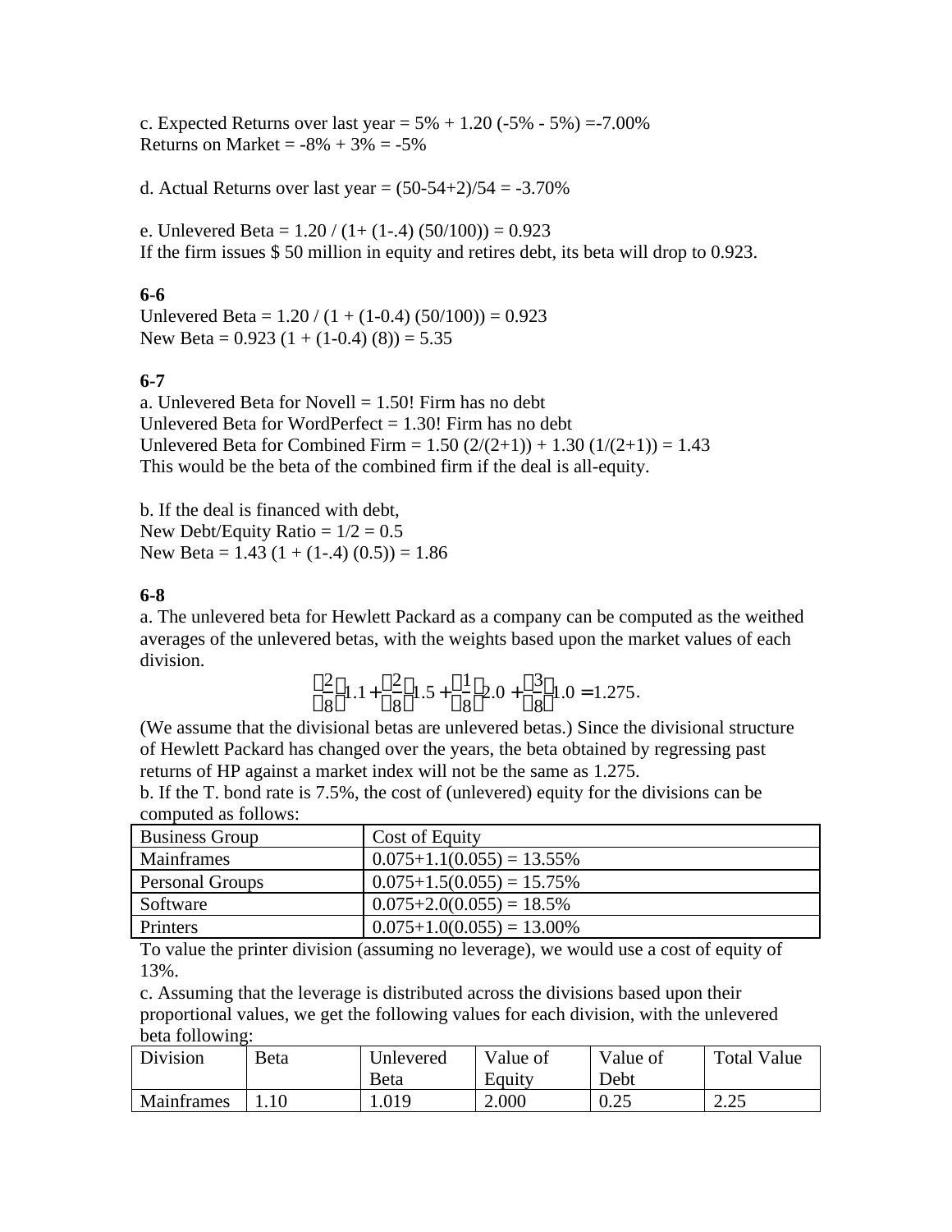c. Expected Returns over last year = 5% + 1.20 (-5% - 5%) =-7.00%
Returns on Market = -8% + 3% = -5%

d. Actual Returns over last year = (50-54+2)/54 = -3.70%

e. Unlevered Beta = 1.20 / (1+ (1-.4) (50/100)) = 0.923
If the firm issues $ 50 million in equity and retires debt, its beta will drop to 0.923.

**6-6**
Unlevered Beta = 1.20 / (1 + (1-0.4) (50/100)) = 0.923
New Beta = 0.923 (1 + (1-0.4) (8)) = 5.35

**6-7**
a. Unlevered Beta for Novell = 1.50! Firm has no debt
Unlevered Beta for WordPerfect = 1.30! Firm has no debt
Unlevered Beta for Combined Firm = 1.50 (2/(2+1)) + 1.30 (1/(2+1)) = 1.43
This would be the beta of the combined firm if the deal is all-equity.

b. If the deal is financed with debt,
New Debt/Equity Ratio = 1/2 = 0.5
New Beta = 1.43 (1 + (1-.4) (0.5)) = 1.86

**6-8**
a. The unlevered beta for Hewlett Packard as a company can be computed as the weithed averages of the unlevered betas, with the weights based upon the market values of each division.

$$\left(\frac{2}{8}\right)1.1 + \left(\frac{2}{8}\right)1.5 + \left(\frac{1}{8}\right)2.0 + \left(\frac{3}{8}\right)1.0 = 1.275.$$

(We assume that the divisional betas are unlevered betas.) Since the divisional structure of Hewlett Packard has changed over the years, the beta obtained by regressing past returns of HP against a market index will not be the same as 1.275.
b. If the T. bond rate is 7.5%, the cost of (unlevered) equity for the divisions can be computed as follows:

| Business Group | Cost of Equity |
|---|---|
| Mainframes | 0.075+1.1(0.055) = 13.55% |
| Personal Groups | 0.075+1.5(0.055) = 15.75% |
| Software | 0.075+2.0(0.055) = 18.5% |
| Printers | 0.075+1.0(0.055) = 13.00% |

To value the printer division (assuming no leverage), we would use a cost of equity of 13%.
c. Assuming that the leverage is distributed across the divisions based upon their proportional values, we get the following values for each division, with the unlevered beta following:

| Division | Beta | Unlevered Beta | Value of Equity | Value of Debt | Total Value |
|---|---|---|---|---|---|
| Mainframes | 1.10 | 1.019 | 2.000 | 0.25 | 2.25 |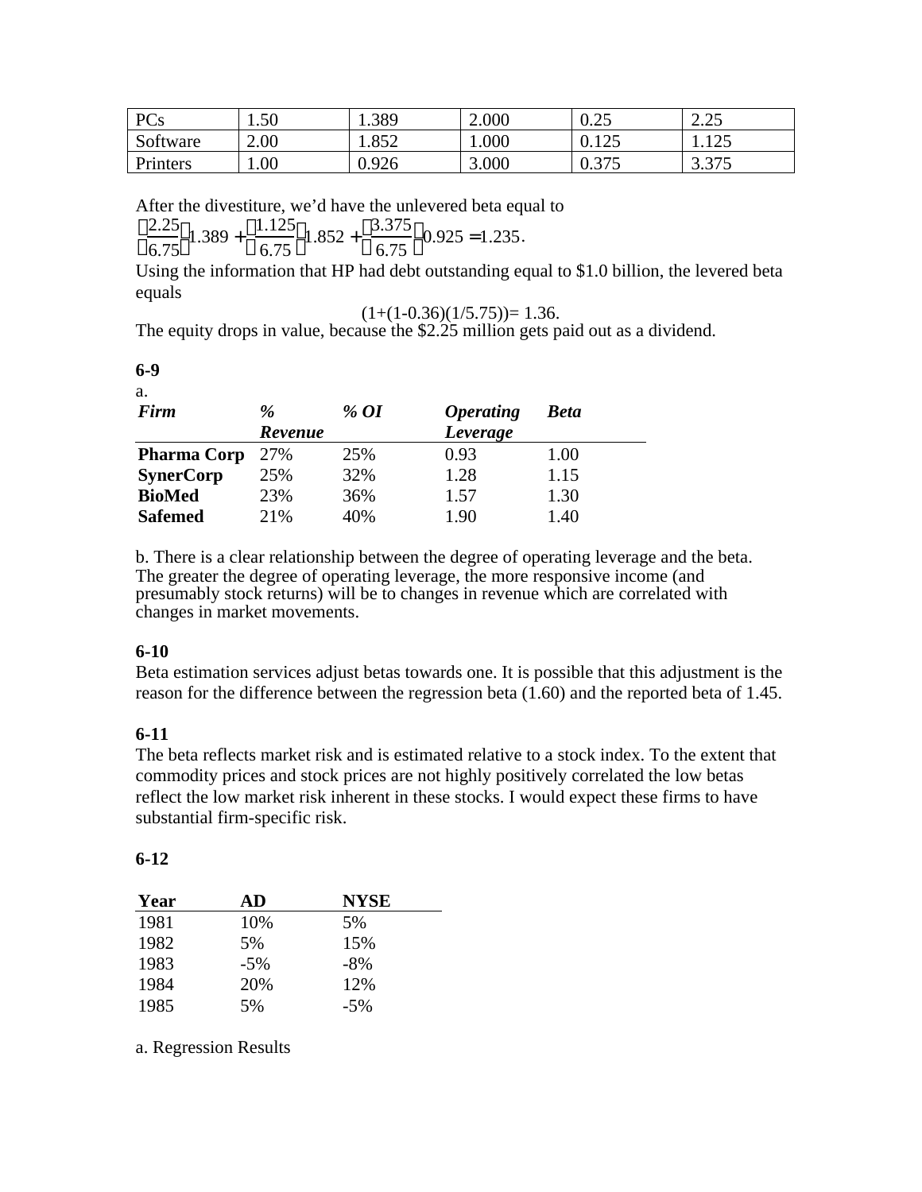| PCs | 1.50 | 1.389 | 2.000 | 0.25 | 2.25 |
|---|---|---|---|---|---|
| Software | 2.00 | 1.852 | 1.000 | 0.125 | 1.125 |
| Printers | 1.00 | 0.926 | 3.000 | 0.375 | 3.375 |

After the divestiture, we'd have the unlevered beta equal to

$$\left(\frac{2.25}{6.75}\right)1.389+\left(\frac{1.125}{6.75}\right)1.852+\left(\frac{3.375}{6.75}\right)0.925=1.235.$$

Using the information that HP had debt outstanding equal to \$1.0 billion, the levered beta equals

$$(1+(1-0.36)(1/5.75))= 1.36.$$

The equity drops in value, because the \$2.25 million gets paid out as a dividend.

**6-9**

a.

| *Firm* | *% Revenue* | *% OI* | *Operating Leverage* | *Beta* |
|---|---|---|---|---|
| **Pharma Corp** | 27% | 25% | 0.93 | 1.00 |
| **SynerCorp** | 25% | 32% | 1.28 | 1.15 |
| **BioMed** | 23% | 36% | 1.57 | 1.30 |
| **Safemed** | 21% | 40% | 1.90 | 1.40 |

b. There is a clear relationship between the degree of operating leverage and the beta. The greater the degree of operating leverage, the more responsive income (and presumably stock returns) will be to changes in revenue which are correlated with changes in market movements.

**6-10**

Beta estimation services adjust betas towards one. It is possible that this adjustment is the reason for the difference between the regression beta (1.60) and the reported beta of 1.45.

**6-11**

The beta reflects market risk and is estimated relative to a stock index. To the extent that commodity prices and stock prices are not highly positively correlated the low betas reflect the low market risk inherent in these stocks. I would expect these firms to have substantial firm-specific risk.

**6-12**

| Year | AD | NYSE |
|---|---|---|
| 1981 | 10% | 5% |
| 1982 | 5% | 15% |
| 1983 | -5% | -8% |
| 1984 | 20% | 12% |
| 1985 | 5% | -5% |

a. Regression Results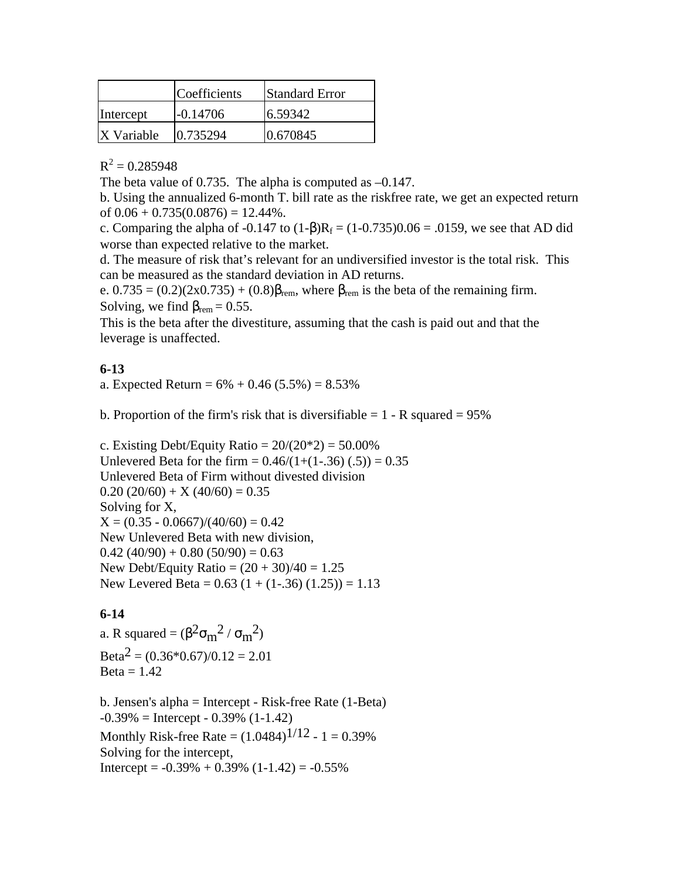| | Coefficients | Standard Error |
|---|---|---|
| Intercept | -0.14706 | 6.59342 |
| X Variable | 0.735294 | 0.670845 |

$R^2 = 0.285948$

The beta value of 0.735. The alpha is computed as –0.147.

b. Using the annualized 6-month T. bill rate as the riskfree rate, we get an expected return of 0.06 + 0.735(0.0876) = 12.44%.

c. Comparing the alpha of -0.147 to $(1-\beta)R_f = (1-0.735)0.06 = .0159$, we see that AD did worse than expected relative to the market.

d. The measure of risk that's relevant for an undiversified investor is the total risk. This can be measured as the standard deviation in AD returns.

e. $0.735 = (0.2)(2\text{x}0.735) + (0.8)\beta_{rem}$, where $\beta_{rem}$ is the beta of the remaining firm. Solving, we find $\beta_{rem} = 0.55$.

This is the beta after the divestiture, assuming that the cash is paid out and that the leverage is unaffected.

**6-13**

a. Expected Return = 6% + 0.46 (5.5%) = 8.53%

b. Proportion of the firm's risk that is diversifiable = 1 - R squared = 95%

c. Existing Debt/Equity Ratio = 20/(20*2) = 50.00%
Unlevered Beta for the firm = 0.46/(1+(1-.36) (.5)) = 0.35
Unlevered Beta of Firm without divested division
0.20 (20/60) + X (40/60) = 0.35
Solving for X,
X = (0.35 - 0.0667)/(40/60) = 0.42
New Unlevered Beta with new division,
0.42 (40/90) + 0.80 (50/90) = 0.63
New Debt/Equity Ratio = (20 + 30)/40 = 1.25
New Levered Beta = 0.63 (1 + (1-.36) (1.25)) = 1.13

**6-14**

a. R squared = $(\beta^2\sigma_m^2 / \sigma_m^2)$
$\text{Beta}^2 = (0.36*0.67)/0.12 = 2.01$
Beta = 1.42

b. Jensen's alpha = Intercept - Risk-free Rate (1-Beta)
-0.39% = Intercept - 0.39% (1-1.42)
Monthly Risk-free Rate = $(1.0484)^{1/12} - 1 = 0.39\%$
Solving for the intercept,
Intercept = -0.39% + 0.39% (1-1.42) = -0.55%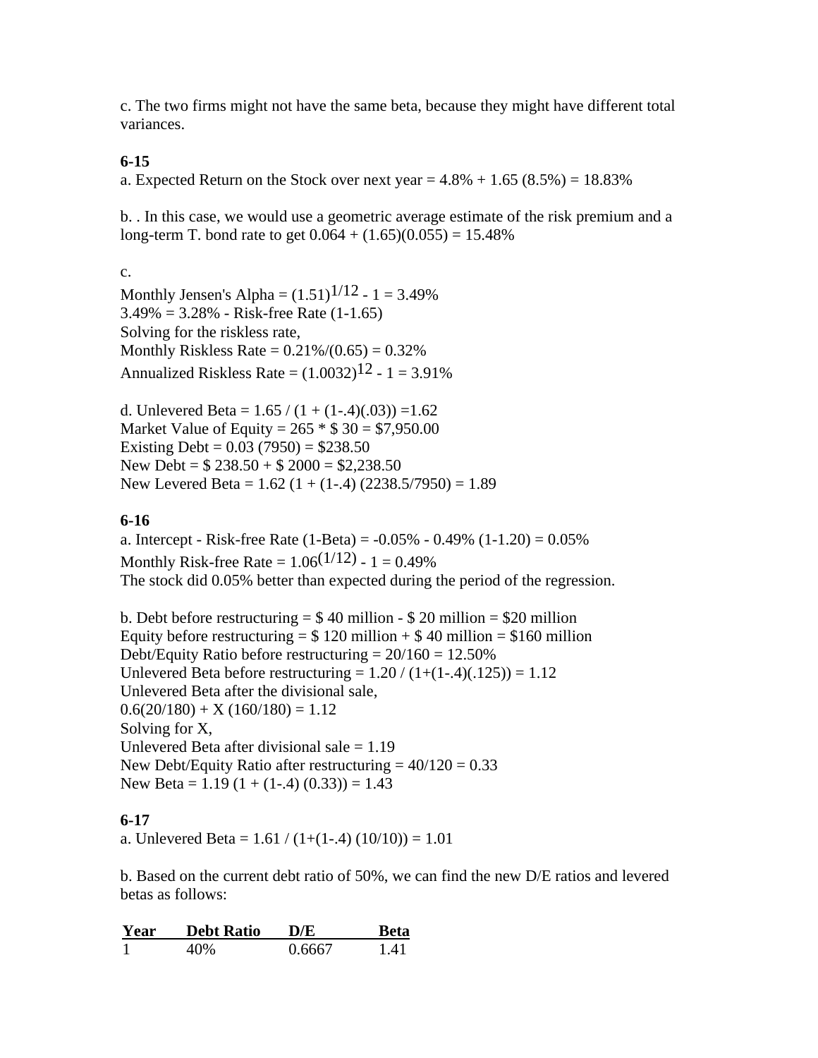c. The two firms might not have the same beta, because they might have different total variances.

**6-15**

a. Expected Return on the Stock over next year = 4.8% + 1.65 (8.5%) = 18.83%

b. . In this case, we would use a geometric average estimate of the risk premium and a long-term T. bond rate to get 0.064 + (1.65)(0.055) = 15.48%

c.

Monthly Jensen's Alpha = $(1.51)^{1/12}$ - 1 = 3.49%

3.49% = 3.28% - Risk-free Rate (1-1.65)

Solving for the riskless rate,

Monthly Riskless Rate = 0.21%/(0.65) = 0.32%

Annualized Riskless Rate = $(1.0032)^{12}$ - 1 = 3.91%

d. Unlevered Beta = 1.65 / (1 + (1-.4)(.03)) =1.62

Market Value of Equity = 265 * $ 30 = $7,950.00

Existing Debt = 0.03 (7950) = $238.50

New Debt = $ 238.50 + $ 2000 = $2,238.50

New Levered Beta = 1.62 (1 + (1-.4) (2238.5/7950) = 1.89

**6-16**

a. Intercept - Risk-free Rate (1-Beta) = -0.05% - 0.49% (1-1.20) = 0.05%

Monthly Risk-free Rate = $1.06^{(1/12)}$ - 1 = 0.49%

The stock did 0.05% better than expected during the period of the regression.

b. Debt before restructuring = $ 40 million - $ 20 million = $20 million

Equity before restructuring = $ 120 million + $ 40 million = $160 million

Debt/Equity Ratio before restructuring = 20/160 = 12.50%

Unlevered Beta before restructuring = 1.20 / (1+(1-.4)(.125)) = 1.12

Unlevered Beta after the divisional sale,

0.6(20/180) + X (160/180) = 1.12

Solving for X,

Unlevered Beta after divisional sale = 1.19

New Debt/Equity Ratio after restructuring = 40/120 = 0.33

New Beta = 1.19 (1 + (1-.4) (0.33)) = 1.43

**6-17**

a. Unlevered Beta = 1.61 / (1+(1-.4) (10/10)) = 1.01

b. Based on the current debt ratio of 50%, we can find the new D/E ratios and levered betas as follows:

| Year | Debt Ratio | D/E | Beta |
|---|---|---|---|
| 1 | 40% | 0.6667 | 1.41 |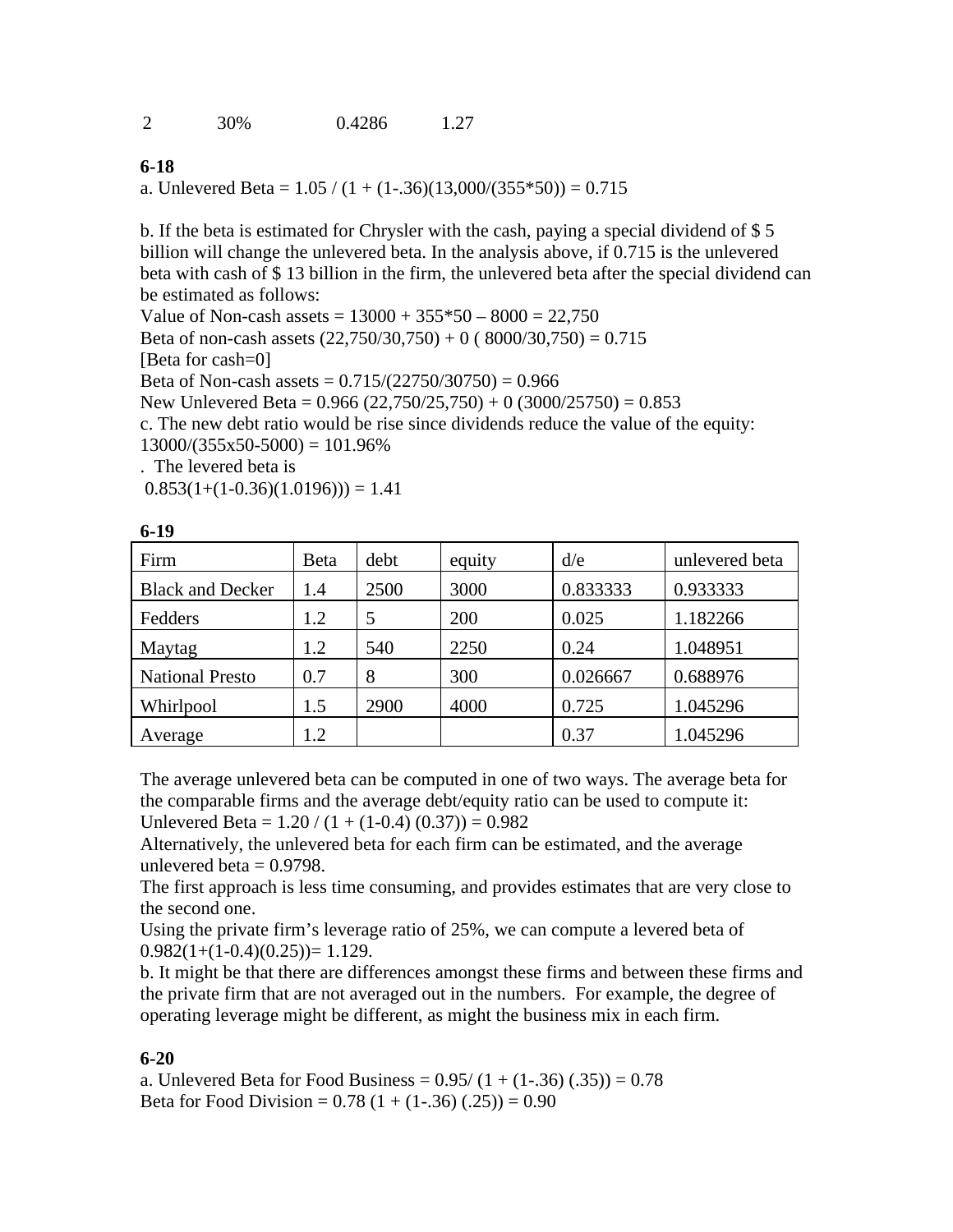| 2 | 30% | 0.4286 | 1.27 |
|---|---|---|---|

**6-18**

a. Unlevered Beta = 1.05 / (1 + (1-.36)(13,000/(355*50)) = 0.715

b. If the beta is estimated for Chrysler with the cash, paying a special dividend of $ 5 billion will change the unlevered beta. In the analysis above, if 0.715 is the unlevered beta with cash of $ 13 billion in the firm, the unlevered beta after the special dividend can be estimated as follows:

Value of Non-cash assets = 13000 + 355*50 – 8000 = 22,750

Beta of non-cash assets (22,750/30,750) + 0 ( 8000/30,750) = 0.715

[Beta for cash=0]

Beta of Non-cash assets = 0.715/(22750/30750) = 0.966

New Unlevered Beta = 0.966 (22,750/25,750) + 0 (3000/25750) = 0.853

c. The new debt ratio would be rise since dividends reduce the value of the equity: 13000/(355x50-5000) = 101.96%

. The levered beta is

0.853(1+(1-0.36)(1.0196))) = 1.41

**6-19**

| Firm | Beta | debt | equity | d/e | unlevered beta |
|---|---|---|---|---|---|
| Black and Decker | 1.4 | 2500 | 3000 | 0.833333 | 0.933333 |
| Fedders | 1.2 | 5 | 200 | 0.025 | 1.182266 |
| Maytag | 1.2 | 540 | 2250 | 0.24 | 1.048951 |
| National Presto | 0.7 | 8 | 300 | 0.026667 | 0.688976 |
| Whirlpool | 1.5 | 2900 | 4000 | 0.725 | 1.045296 |
| Average | 1.2 | | | 0.37 | 1.045296 |

The average unlevered beta can be computed in one of two ways. The average beta for the comparable firms and the average debt/equity ratio can be used to compute it:

Unlevered Beta = 1.20 / (1 + (1-0.4) (0.37)) = 0.982

Alternatively, the unlevered beta for each firm can be estimated, and the average unlevered beta = 0.9798.

The first approach is less time consuming, and provides estimates that are very close to the second one.

Using the private firm's leverage ratio of 25%, we can compute a levered beta of 0.982(1+(1-0.4)(0.25))= 1.129.

b. It might be that there are differences amongst these firms and between these firms and the private firm that are not averaged out in the numbers. For example, the degree of operating leverage might be different, as might the business mix in each firm.

**6-20**

a. Unlevered Beta for Food Business = 0.95/ (1 + (1-.36) (.35)) = 0.78

Beta for Food Division = 0.78 (1 + (1-.36) (.25)) = 0.90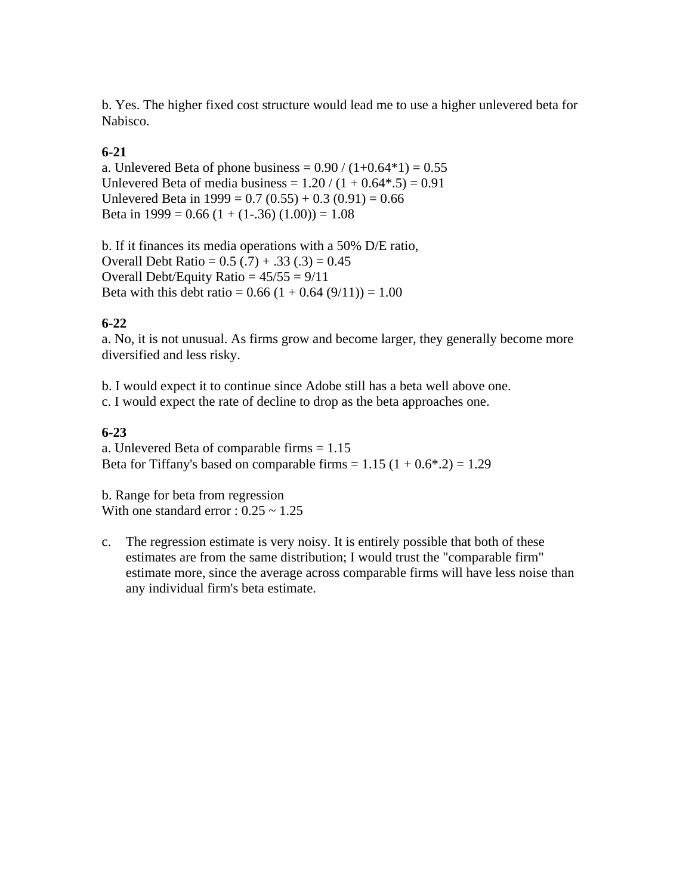b. Yes. The higher fixed cost structure would lead me to use a higher unlevered beta for Nabisco.

**6-21**

a. Unlevered Beta of phone business = $0.90 / (1+0.64*1) = 0.55$
Unlevered Beta of media business = $1.20 / (1 + 0.64*.5) = 0.91$
Unlevered Beta in 1999 = $0.7 (0.55) + 0.3 (0.91) = 0.66$
Beta in 1999 = $0.66 (1 + (1-.36) (1.00)) = 1.08$

b. If it finances its media operations with a 50% D/E ratio,
Overall Debt Ratio = $0.5 (.7) + .33 (.3) = 0.45$
Overall Debt/Equity Ratio = $45/55 = 9/11$
Beta with this debt ratio = $0.66 (1 + 0.64 (9/11)) = 1.00$

**6-22**

a. No, it is not unusual. As firms grow and become larger, they generally become more diversified and less risky.

b. I would expect it to continue since Adobe still has a beta well above one.
c. I would expect the rate of decline to drop as the beta approaches one.

**6-23**

a. Unlevered Beta of comparable firms = 1.15
Beta for Tiffany's based on comparable firms = $1.15 (1 + 0.6*.2) = 1.29$

b. Range for beta from regression
With one standard error : 0.25 ~ 1.25

c. The regression estimate is very noisy. It is entirely possible that both of these estimates are from the same distribution; I would trust the "comparable firm" estimate more, since the average across comparable firms will have less noise than any individual firm's beta estimate.